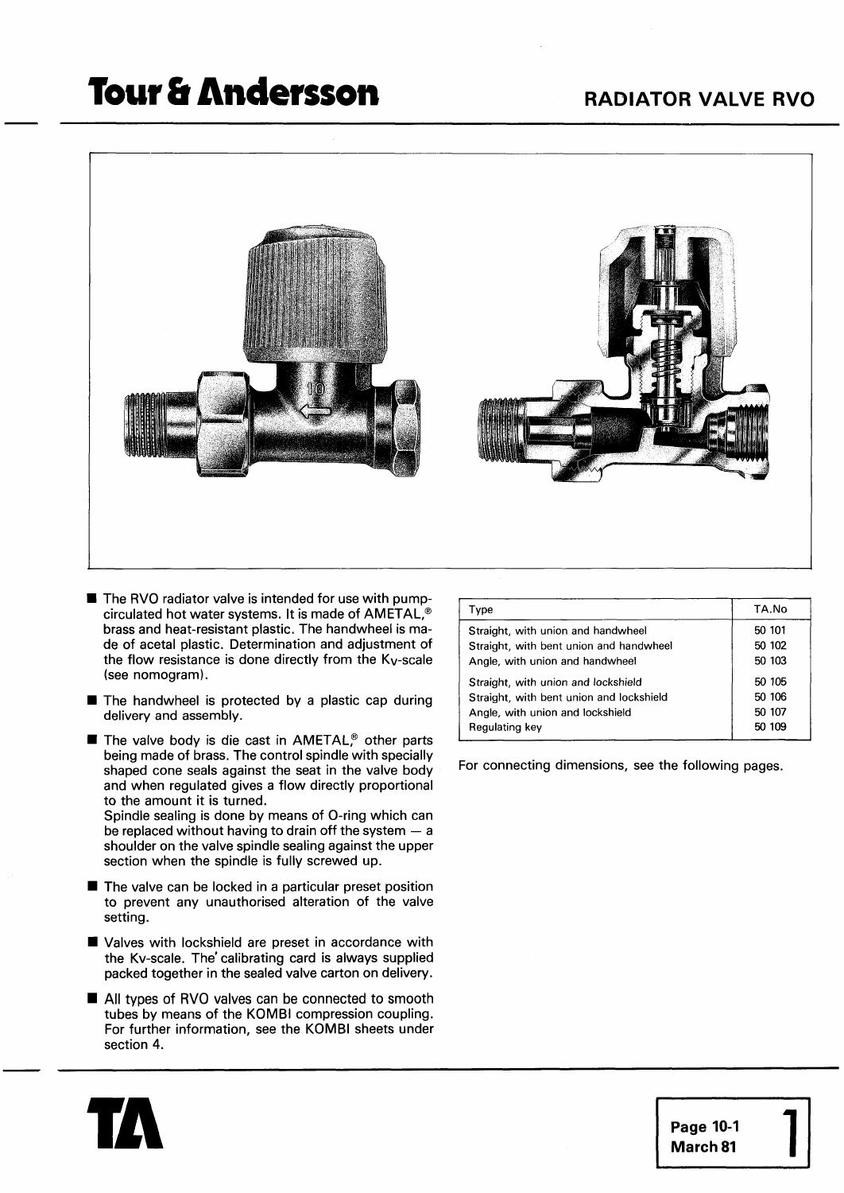# Tour & Andersson

## RADIATOR VALVE RVO

- The RVO radiator valve is intended for use with pump-circulated hot water systems. It is made of AMETAL,® brass and heat-resistant plastic. The handwheel is made of acetal plastic. Determination and adjustment of the flow resistance is done directly from the Kv-scale (see nomogram).
- The handwheel is protected by a plastic cap during delivery and assembly.
- The valve body is die cast in AMETAL,® other parts being made of brass. The control spindle with specially shaped cone seals against the seat in the valve body and when regulated gives a flow directly proportional to the amount it is turned.
  Spindle sealing is done by means of O-ring which can be replaced without having to drain off the system — a shoulder on the valve spindle sealing against the upper section when the spindle is fully screwed up.
- The valve can be locked in a particular preset position to prevent any unauthorised alteration of the valve setting.
- Valves with lockshield are preset in accordance with the Kv-scale. The calibrating card is always supplied packed together in the sealed valve carton on delivery.
- All types of RVO valves can be connected to smooth tubes by means of the KOMBI compression coupling. For further information, see the KOMBI sheets under section 4.

| Type | TA.No |
|---|---|
| Straight, with union and handwheel | 50 101 |
| Straight, with bent union and handwheel | 50 102 |
| Angle, with union and handwheel | 50 103 |
| Straight, with union and lockshield | 50 105 |
| Straight, with bent union and lockshield | 50 106 |
| Angle, with union and lockshield | 50 107 |
| Regulating key | 50 109 |

For connecting dimensions, see the following pages.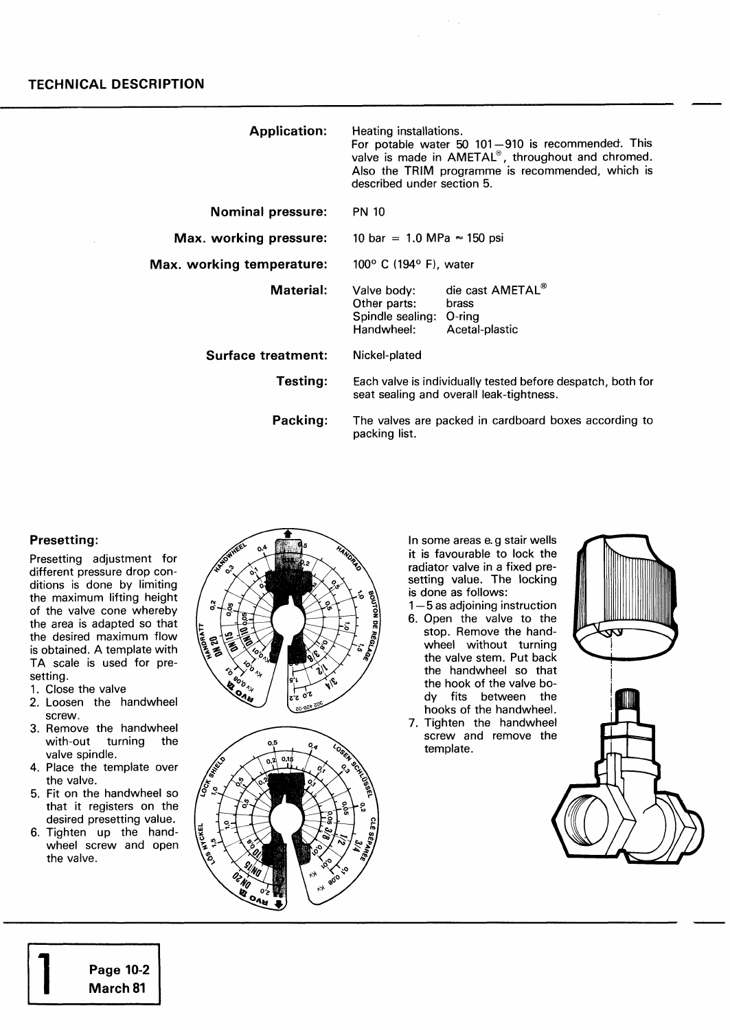## TECHNICAL DESCRIPTION

| | |
|---|---|
| **Application:** | Heating installations. For potable water 50 101—910 is recommended. This valve is made in AMETAL®, throughout and chromed. Also the TRIM programme is recommended, which is described under section 5. |
| **Nominal pressure:** | PN 10 |
| **Max. working pressure:** | 10 bar = 1.0 MPa ≈ 150 psi |
| **Max. working temperature:** | 100° C (194° F), water |
| **Material:** | Valve body: die cast AMETAL®<br>Other parts: brass<br>Spindle sealing: O-ring<br>Handwheel: Acetal-plastic |
| **Surface treatment:** | Nickel-plated |
| **Testing:** | Each valve is individually tested before despatch, both for seat sealing and overall leak-tightness. |
| **Packing:** | The valves are packed in cardboard boxes according to packing list. |

### Presetting:

Presetting adjustment for different pressure drop conditions is done by limiting the maximum lifting height of the valve cone whereby the area is adapted so that the desired maximum flow is obtained. A template with TA scale is used for presetting.

1. Close the valve
2. Loosen the handwheel screw.
3. Remove the handwheel with-out turning the valve spindle.
4. Place the template over the valve.
5. Fit on the handwheel so that it registers on the desired presetting value.
6. Tighten up the handwheel screw and open the valve.

In some areas e.g stair wells it is favourable to lock the radiator valve in a fixed presetting value. The locking is done as follows:

1—5 as adjoining instruction

6. Open the valve to the stop. Remove the handwheel without turning the valve stem. Put back the handwheel so that the hook of the valve body fits between the hooks of the handwheel.
7. Tighten the handwheel screw and remove the template.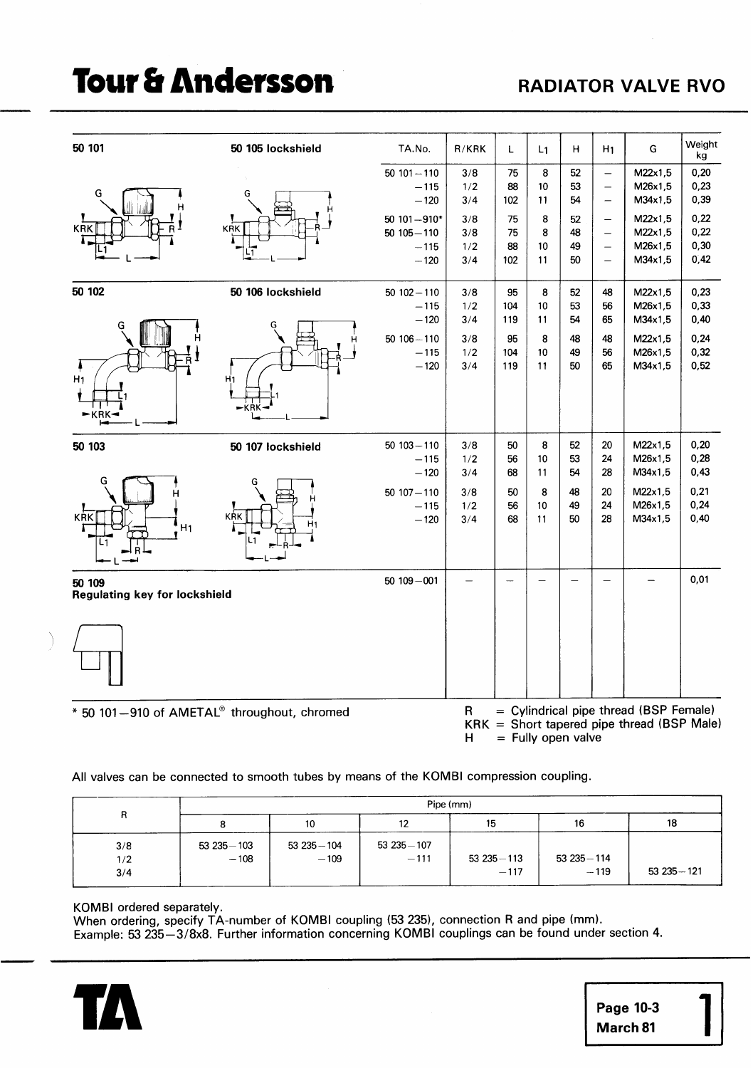# Tour & Andersson

## RADIATOR VALVE RVO

| | | TA.No. | R/KRK | L | $L_1$ | H | $H_1$ | G | Weight kg |
|---|---|---|---|---|---|---|---|---|---|
| **50 101** | **50 105 lockshield** | 50 101–110 | 3/8 | 75 | 8 | 52 | – | M22x1,5 | 0,20 |
| | | –115 | 1/2 | 88 | 10 | 53 | – | M26x1,5 | 0,23 |
| | | –120 | 3/4 | 102 | 11 | 54 | – | M34x1,5 | 0,39 |
| | | 50 101–910* | 3/8 | 75 | 8 | 52 | – | M22x1,5 | 0,22 |
| | | 50 105–110 | 3/8 | 75 | 8 | 48 | – | M22x1,5 | 0,22 |
| | | –115 | 1/2 | 88 | 10 | 49 | – | M26x1,5 | 0,30 |
| | | –120 | 3/4 | 102 | 11 | 50 | – | M34x1,5 | 0,42 |
| **50 102** | **50 106 lockshield** | 50 102–110 | 3/8 | 95 | 8 | 52 | 48 | M22x1,5 | 0,23 |
| | | –115 | 1/2 | 104 | 10 | 53 | 56 | M26x1,5 | 0,33 |
| | | –120 | 3/4 | 119 | 11 | 54 | 65 | M34x1,5 | 0,40 |
| | | 50 106–110 | 3/8 | 95 | 8 | 48 | 48 | M22x1,5 | 0,24 |
| | | –115 | 1/2 | 104 | 10 | 49 | 56 | M26x1,5 | 0,32 |
| | | –120 | 3/4 | 119 | 11 | 50 | 65 | M34x1,5 | 0,52 |
| **50 103** | **50 107 lockshield** | 50 103–110 | 3/8 | 50 | 8 | 52 | 20 | M22x1,5 | 0,20 |
| | | –115 | 1/2 | 56 | 10 | 53 | 24 | M26x1,5 | 0,28 |
| | | –120 | 3/4 | 68 | 11 | 54 | 28 | M34x1,5 | 0,43 |
| | | 50 107–110 | 3/8 | 50 | 8 | 48 | 20 | M22x1,5 | 0,21 |
| | | –115 | 1/2 | 56 | 10 | 49 | 24 | M26x1,5 | 0,24 |
| | | –120 | 3/4 | 68 | 11 | 50 | 28 | M34x1,5 | 0,40 |
| **50 109** **Regulating key for lockshield** | | 50 109–001 | – | – | – | – | – | – | 0,01 |

\* 50 101–910 of AMETAL® throughout, chromed

R = Cylindrical pipe thread (BSP Female)
KRK = Short tapered pipe thread (BSP Male)
H = Fully open valve

All valves can be connected to smooth tubes by means of the KOMBI compression coupling.

| R | Pipe (mm) | | | | | |
|---|---|---|---|---|---|---|
| | 8 | 10 | 12 | 15 | 16 | 18 |
| 3/8 | 53 235–103 | 53 235–104 | 53 235–107 | | | |
| 1/2 | –108 | –109 | –111 | 53 235–113 | 53 235–114 | |
| 3/4 | | | | –117 | –119 | 53 235–121 |

KOMBI ordered separately.
When ordering, specify TA-number of KOMBI coupling (53 235), connection R and pipe (mm).
Example: 53 235–3/8x8. Further information concerning KOMBI couplings can be found under section 4.

TA

Page 10-3
March 81
1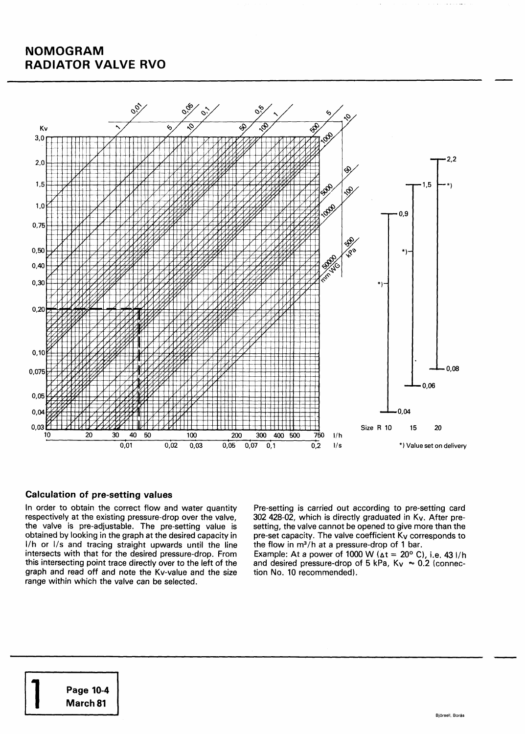# NOMOGRAM
# RADIATOR VALVE RVO

Kv

3,0
2,0
1,5
1,0
0,75
0,50
0,40
0,30
0,20
0,10
0,075
0,05
0,04
0,03

10 20 30 40 50 100 200 300 400 500 750 l/h

0,01 0,02 0,03 0,05 0,07 0,1 0,2 l/s

0,01 0,05 0,1 0,5 1 5 10

1 5 10 50 100 500 1000

5000 10000 50000 mmWG

50 100 500 kPa

2,2
1,5
0,9
*)
*)
*)
0,08
0,06
0,04

Size R 10 15 20

*) Value set on delivery

### Calculation of pre-setting values

In order to obtain the correct flow and water quantity respectively at the existing pressure-drop over the valve, the valve is pre-adjustable. The pre-setting value is obtained by looking in the graph at the desired capacity in l/h or l/s and tracing straight upwards until the line intersects with that for the desired pressure-drop. From this intersecting point trace directly over to the left of the graph and read off and note the Kv-value and the size range within which the valve can be selected.

Pre-setting is carried out according to pre-setting card 302 428-02, which is directly graduated in $K_V$. After pre-setting, the valve cannot be opened to give more than the pre-set capacity. The valve coefficient $K_V$ corresponds to the flow in $m^3/h$ at a pressure-drop of 1 bar.
Example: At a power of 1000 W ($\Delta t = 20°$ C), i.e. 43 l/h and desired pressure-drop of 5 kPa, $K_V \approx 0.2$ (connection No. 10 recommended).